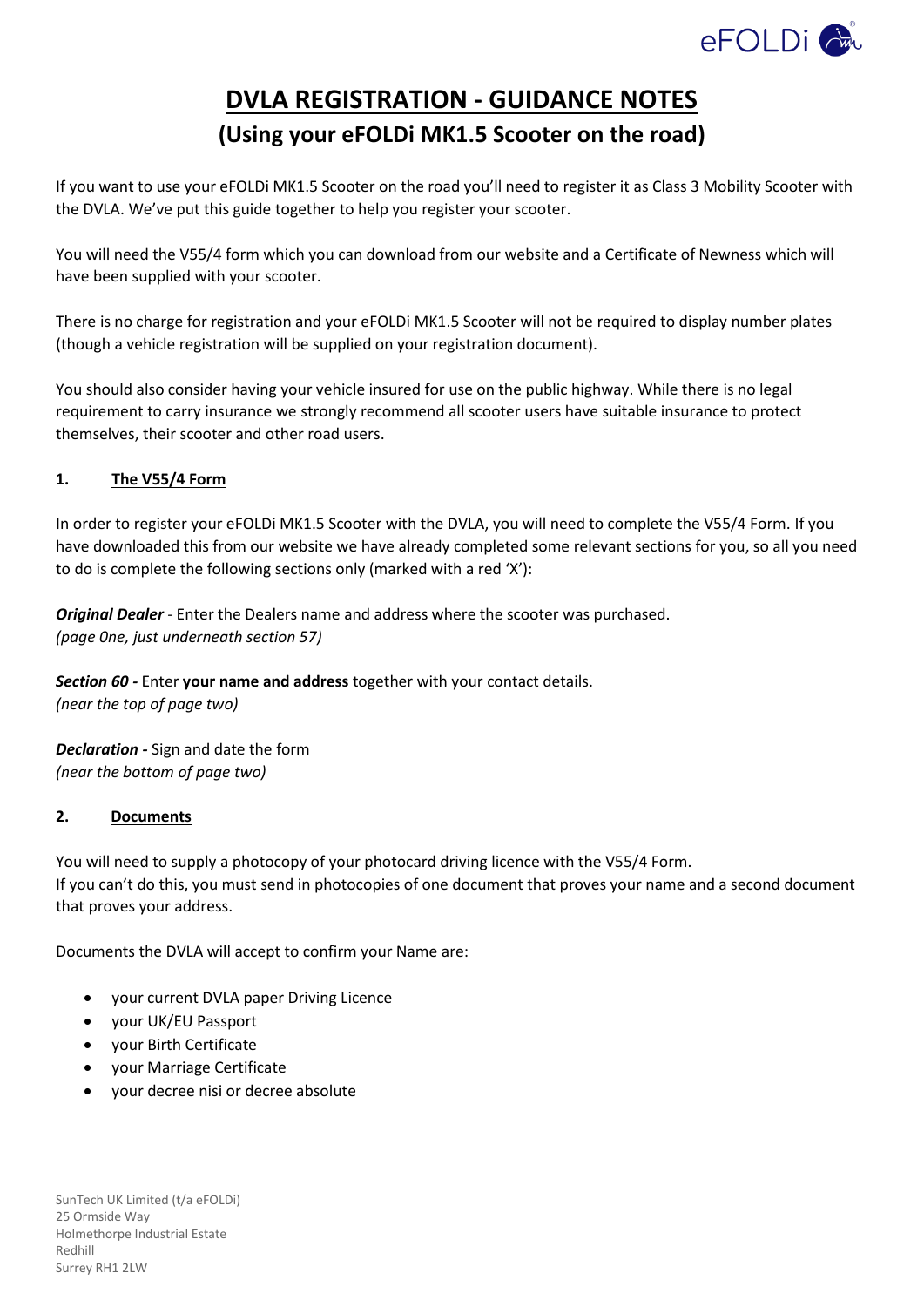# DVLA REGISTRATION - GUIDANCE NOTES

## (Using your eFOLDi MK1.5 Scooter on the road)

If you want to use your eFOLDi MK1.5 Scooter on the road you'll need to register it as Class 3 Mobility Scooter with the DVLA. We've put this guide together to help you register your scooter.

You will need the V55/4 form which you can download from our website and a Certificate of Newness which will have been supplied with your scooter.

There is no charge for registration and your eFOLDi MK1.5 Scooter will not be required to display number plates (though a vehicle registration will be supplied on your registration document).

You should also consider having your vehicle insured for use on the public highway. While there is no legal requirement to carry insurance we strongly recommend all scooter users have suitable insurance to protect themselves, their scooter and other road users.

### 1. The V55/4 Form

In order to register your eFOLDi MK1.5 Scooter with the DVLA, you will need to complete the V55/4 Form. If you have downloaded this from our website we have already completed some relevant sections for you, so all you need to do is complete the following sections only (marked with a red 'X'):

***Original Dealer*** - Enter the Dealers name and address where the scooter was purchased.
*(page One, just underneath section 57)*

***Section 60 -*** Enter **your name and address** together with your contact details.
*(near the top of page two)*

***Declaration -*** Sign and date the form
*(near the bottom of page two)*

### 2. Documents

You will need to supply a photocopy of your photocard driving licence with the V55/4 Form.
If you can't do this, you must send in photocopies of one document that proves your name and a second document that proves your address.

Documents the DVLA will accept to confirm your Name are:

- your current DVLA paper Driving Licence
- your UK/EU Passport
- your Birth Certificate
- your Marriage Certificate
- your decree nisi or decree absolute

SunTech UK Limited (t/a eFOLDi)
25 Ormside Way
Holmethorpe Industrial Estate
Redhill
Surrey RH1 2LW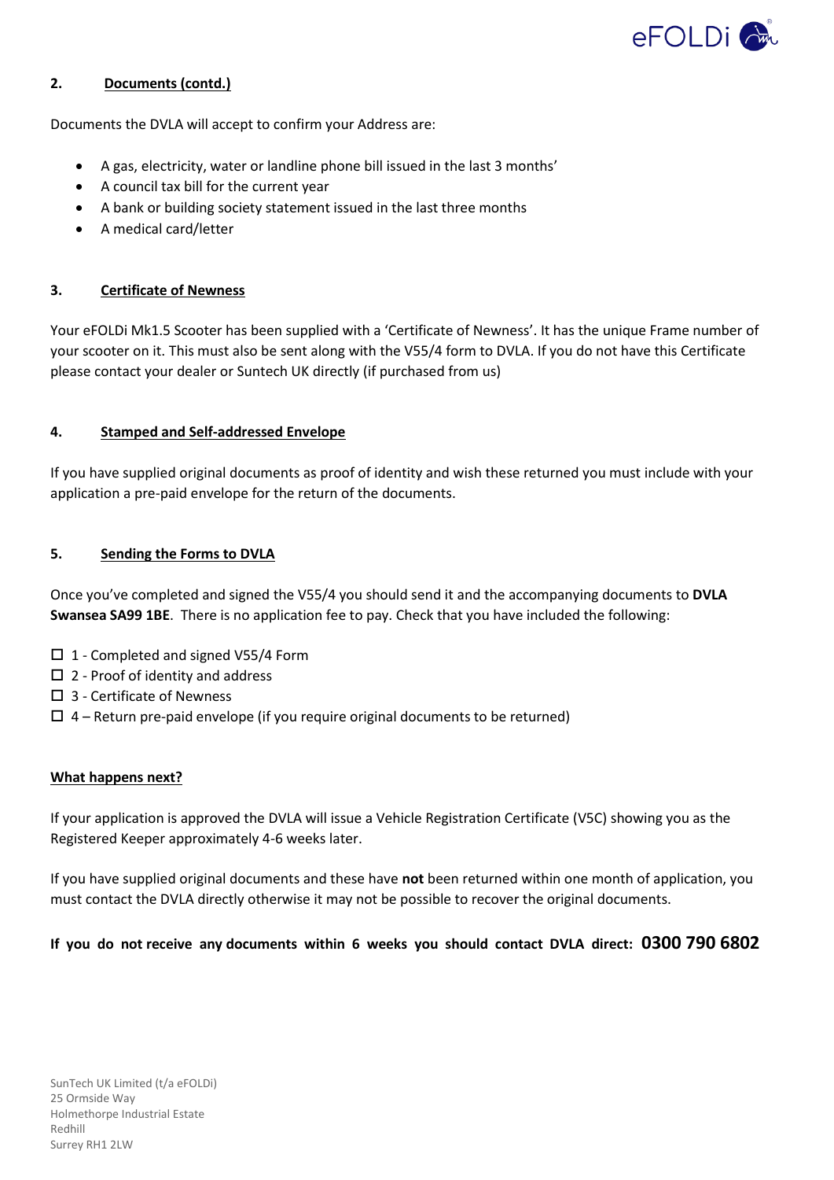## 2. Documents (contd.)

Documents the DVLA will accept to confirm your Address are:

- A gas, electricity, water or landline phone bill issued in the last 3 months'
- A council tax bill for the current year
- A bank or building society statement issued in the last three months
- A medical card/letter

## 3. Certificate of Newness

Your eFOLDi Mk1.5 Scooter has been supplied with a 'Certificate of Newness'. It has the unique Frame number of your scooter on it. This must also be sent along with the V55/4 form to DVLA. If you do not have this Certificate please contact your dealer or Suntech UK directly (if purchased from us)

## 4. Stamped and Self-addressed Envelope

If you have supplied original documents as proof of identity and wish these returned you must include with your application a pre-paid envelope for the return of the documents.

## 5. Sending the Forms to DVLA

Once you've completed and signed the V55/4 you should send it and the accompanying documents to **DVLA Swansea SA99 1BE**. There is no application fee to pay. Check that you have included the following:

- ☐ 1 - Completed and signed V55/4 Form
- ☐ 2 - Proof of identity and address
- ☐ 3 - Certificate of Newness
- ☐ 4 – Return pre-paid envelope (if you require original documents to be returned)

## What happens next?

If your application is approved the DVLA will issue a Vehicle Registration Certificate (V5C) showing you as the Registered Keeper approximately 4-6 weeks later.

If you have supplied original documents and these have **not** been returned within one month of application, you must contact the DVLA directly otherwise it may not be possible to recover the original documents.

**If you do not receive any documents within 6 weeks you should contact DVLA direct: 0300 790 6802**

SunTech UK Limited (t/a eFOLDi)
25 Ormside Way
Holmethorpe Industrial Estate
Redhill
Surrey RH1 2LW